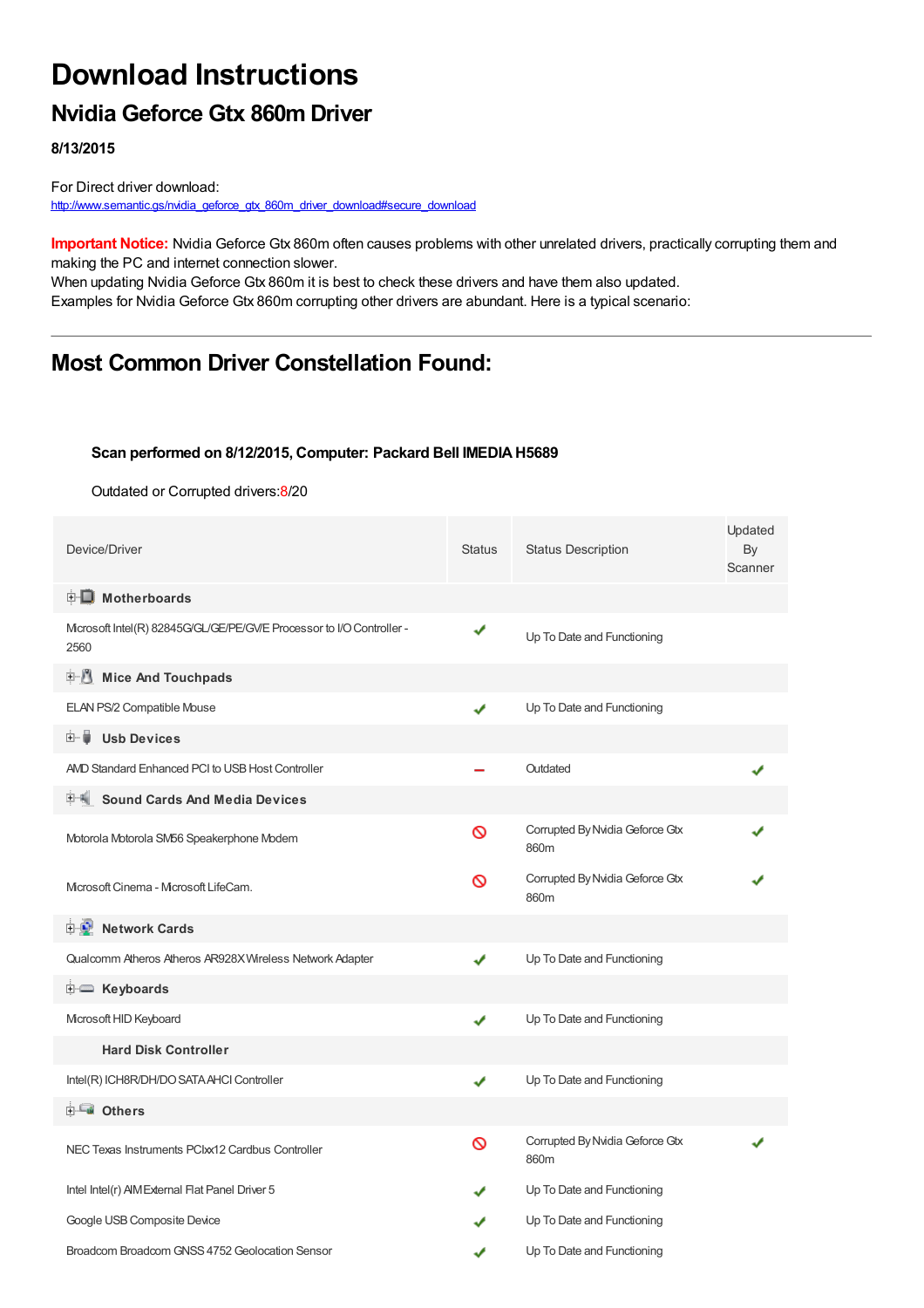# Download Instructions

## Nvidia Geforce Gtx 860m Driver

**8/13/2015**

For Direct driver download:
http://www.semantic.gs/nvidia_geforce_gtx_860m_driver_download#secure_download

**Important Notice:** Nvidia Geforce Gtx 860m often causes problems with other unrelated drivers, practically corrupting them and making the PC and internet connection slower.
When updating Nvidia Geforce Gtx 860m it is best to check these drivers and have them also updated.
Examples for Nvidia Geforce Gtx 860m corrupting other drivers are abundant. Here is a typical scenario:

---

## Most Common Driver Constellation Found:

**Scan performed on 8/12/2015, Computer: Packard Bell IMEDIA H5689**

Outdated or Corrupted drivers:8/20

| Device/Driver | Status | Status Description | Updated By Scanner |
|---|---|---|---|
| **Motherboards** | | | |
| Microsoft Intel(R) 82845G/GL/GE/PE/GV/E Processor to I/O Controller - 2560 | ✔ | Up To Date and Functioning | |
| **Mice And Touchpads** | | | |
| ELAN PS/2 Compatible Mouse | ✔ | Up To Date and Functioning | |
| **Usb Devices** | | | |
| AMD Standard Enhanced PCI to USB Host Controller | – | Outdated | ✔ |
| **Sound Cards And Media Devices** | | | |
| Motorola Motorola SM56 Speakerphone Modem | ⊘ | Corrupted By Nvidia Geforce Gtx 860m | ✔ |
| Microsoft Cinema - Microsoft LifeCam. | ⊘ | Corrupted By Nvidia Geforce Gtx 860m | ✔ |
| **Network Cards** | | | |
| Qualcomm Atheros Atheros AR928X Wireless Network Adapter | ✔ | Up To Date and Functioning | |
| **Keyboards** | | | |
| Microsoft HID Keyboard | ✔ | Up To Date and Functioning | |
| **Hard Disk Controller** | | | |
| Intel(R) ICH8R/DH/DO SATA AHCI Controller | ✔ | Up To Date and Functioning | |
| **Others** | | | |
| NEC Texas Instruments PCIxx12 Cardbus Controller | ⊘ | Corrupted By Nvidia Geforce Gtx 860m | ✔ |
| Intel Intel(r) AIM External Flat Panel Driver 5 | ✔ | Up To Date and Functioning | |
| Google USB Composite Device | ✔ | Up To Date and Functioning | |
| Broadcom Broadcom GNSS 4752 Geolocation Sensor | ✔ | Up To Date and Functioning | |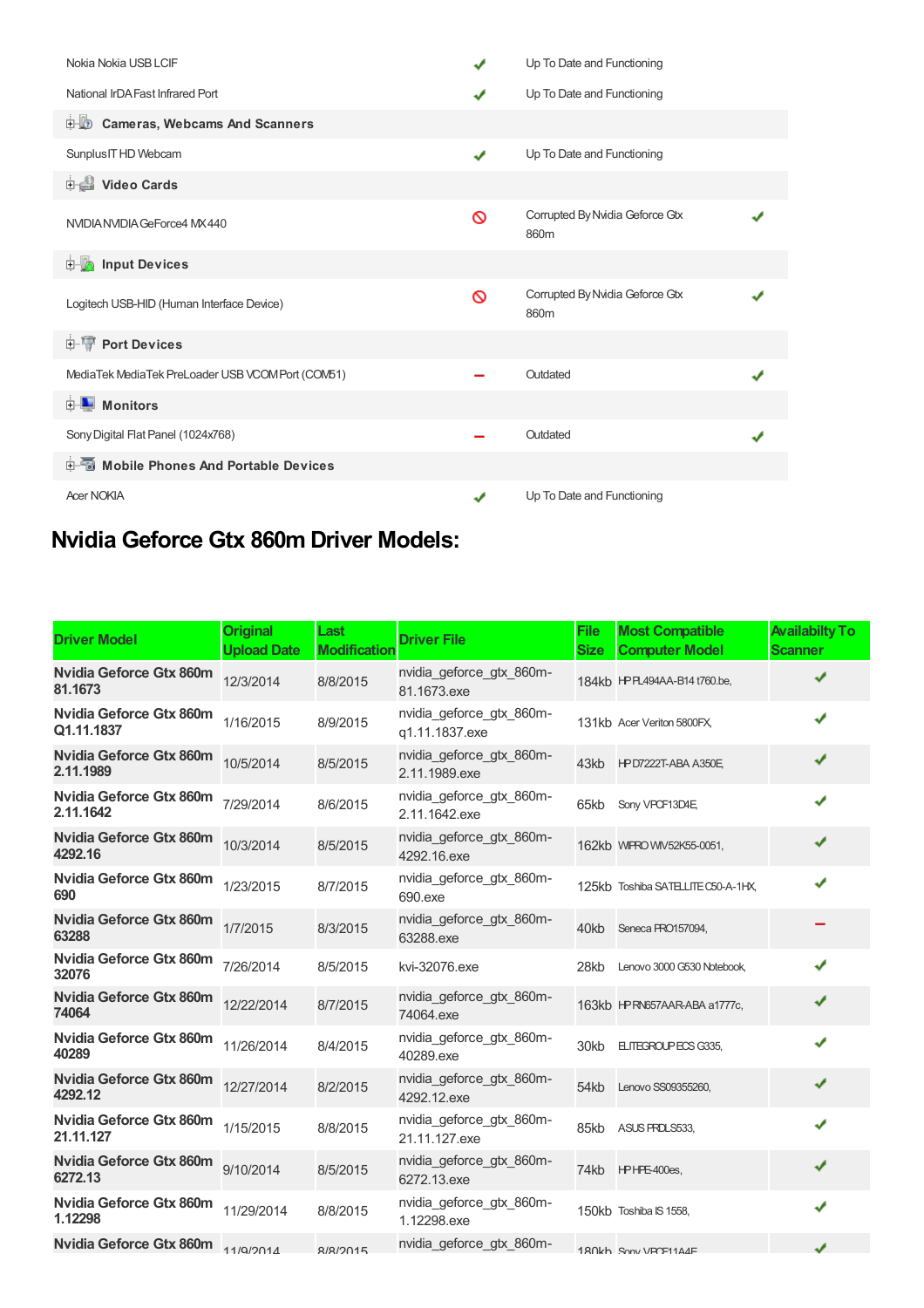| | | | |
|---|---|---|---|
| Nokia Nokia USB LCIF | ✔ | Up To Date and Functioning | |
| National IrDA Fast Infrared Port | ✔ | Up To Date and Functioning | |
| **Cameras, Webcams And Scanners** | | | |
| Sunplus IT HD Webcam | ✔ | Up To Date and Functioning | |
| **Video Cards** | | | |
| NVIDIA NVIDIA GeForce4 MX 440 | 🚫 | Corrupted By Nvidia Geforce Gtx 860m | ✔ |
| **Input Devices** | | | |
| Logitech USB-HID (Human Interface Device) | 🚫 | Corrupted By Nvidia Geforce Gtx 860m | ✔ |
| **Port Devices** | | | |
| MediaTek MediaTek PreLoader USB VCOM Port (COM51) | – | Outdated | ✔ |
| **Monitors** | | | |
| Sony Digital Flat Panel (1024x768) | – | Outdated | ✔ |
| **Mobile Phones And Portable Devices** | | | |
| Acer NOKIA | ✔ | Up To Date and Functioning | |

## Nvidia Geforce Gtx 860m Driver Models:

| Driver Model | Original Upload Date | Last Modification | Driver File | File Size | Most Compatible Computer Model | Availabilty To Scanner |
|---|---|---|---|---|---|---|
| **Nvidia Geforce Gtx 860m 81.1673** | 12/3/2014 | 8/8/2015 | nvidia_geforce_gtx_860m-81.1673.exe | 184kb | HP PL494AA-B14 t760.be, | ✔ |
| **Nvidia Geforce Gtx 860m Q1.11.1837** | 1/16/2015 | 8/9/2015 | nvidia_geforce_gtx_860m-q1.11.1837.exe | 131kb | Acer Veriton 5800FX, | ✔ |
| **Nvidia Geforce Gtx 860m 2.11.1989** | 10/5/2014 | 8/5/2015 | nvidia_geforce_gtx_860m-2.11.1989.exe | 43kb | HP D7222T-ABA A350E, | ✔ |
| **Nvidia Geforce Gtx 860m 2.11.1642** | 7/29/2014 | 8/6/2015 | nvidia_geforce_gtx_860m-2.11.1642.exe | 65kb | Sony VPCF13D4E, | ✔ |
| **Nvidia Geforce Gtx 860m 4292.16** | 10/3/2014 | 8/5/2015 | nvidia_geforce_gtx_860m-4292.16.exe | 162kb | WIPRO WIV52K55-0051, | ✔ |
| **Nvidia Geforce Gtx 860m 690** | 1/23/2015 | 8/7/2015 | nvidia_geforce_gtx_860m-690.exe | 125kb | Toshiba SATELLITE C50-A-1HX, | ✔ |
| **Nvidia Geforce Gtx 860m 63288** | 1/7/2015 | 8/3/2015 | nvidia_geforce_gtx_860m-63288.exe | 40kb | Seneca PRO157094, | – |
| **Nvidia Geforce Gtx 860m 32076** | 7/26/2014 | 8/5/2015 | kvi-32076.exe | 28kb | Lenovo 3000 G530 Notebook, | ✔ |
| **Nvidia Geforce Gtx 860m 74064** | 12/22/2014 | 8/7/2015 | nvidia_geforce_gtx_860m-74064.exe | 163kb | HP RN657AAR-ABA a1777c, | ✔ |
| **Nvidia Geforce Gtx 860m 40289** | 11/26/2014 | 8/4/2015 | nvidia_geforce_gtx_860m-40289.exe | 30kb | ELITEGROUP ECS G335, | ✔ |
| **Nvidia Geforce Gtx 860m 4292.12** | 12/27/2014 | 8/2/2015 | nvidia_geforce_gtx_860m-4292.12.exe | 54kb | Lenovo SS09355260, | ✔ |
| **Nvidia Geforce Gtx 860m 21.11.127** | 1/15/2015 | 8/8/2015 | nvidia_geforce_gtx_860m-21.11.127.exe | 85kb | ASUS PRDLS533, | ✔ |
| **Nvidia Geforce Gtx 860m 6272.13** | 9/10/2014 | 8/5/2015 | nvidia_geforce_gtx_860m-6272.13.exe | 74kb | HP HPE-400es, | ✔ |
| **Nvidia Geforce Gtx 860m 1.12298** | 11/29/2014 | 8/8/2015 | nvidia_geforce_gtx_860m-1.12298.exe | 150kb | Toshiba IS 1558, | ✔ |
| **Nvidia Geforce Gtx 860m** | 11/9/2014 | 8/8/2015 | nvidia_geforce_gtx_860m- | 180kb | Sony VPCF11A4E | ✔ |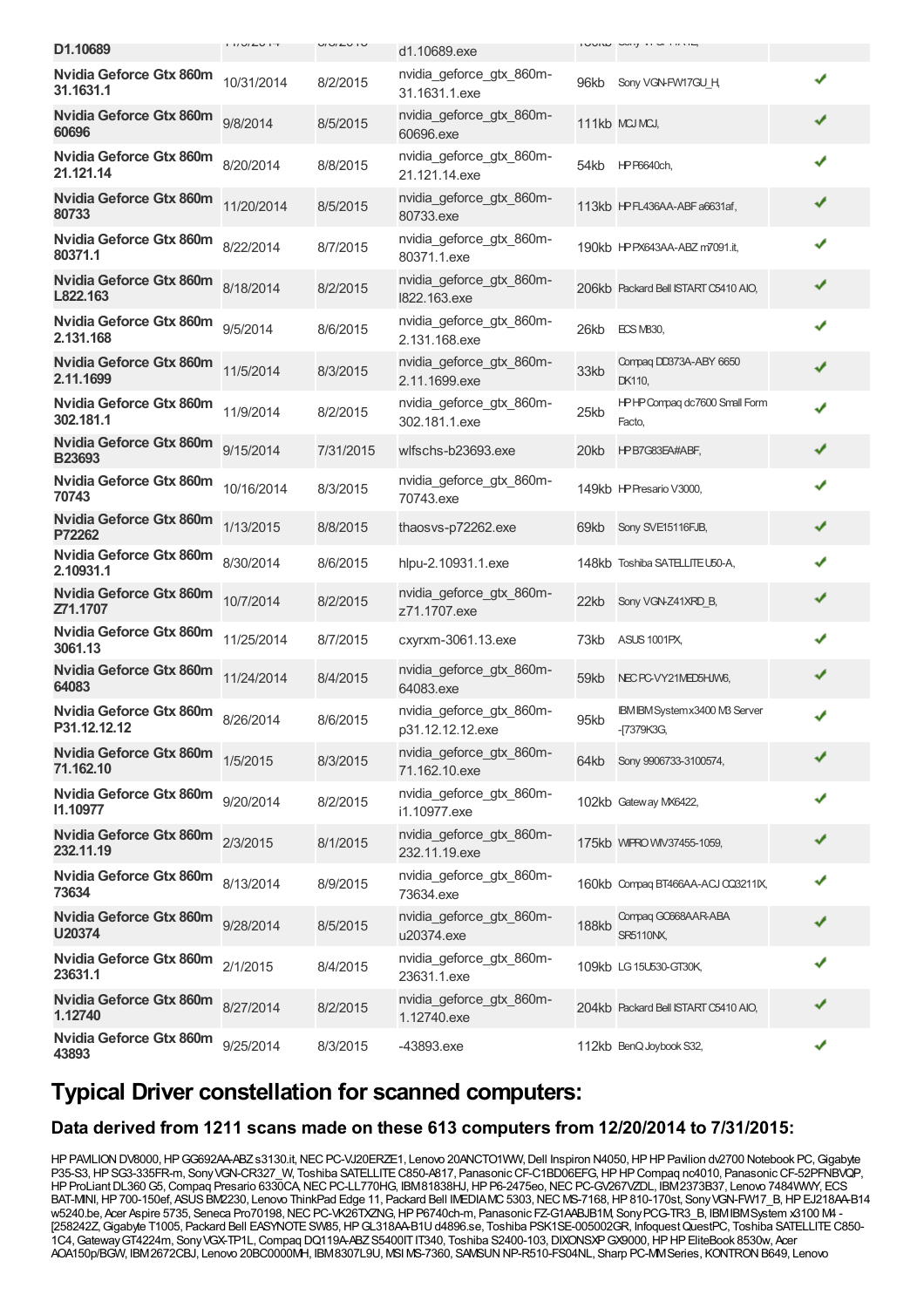| | | | | | | |
|---|---|---|---|---|---|---|
| D1.10689 | | | d1.10689.exe | | | |
| Nvidia Geforce Gtx 860m 31.1631.1 | 10/31/2014 | 8/2/2015 | nvidia_geforce_gtx_860m-31.1631.1.exe | 96kb | Sony VGN-FW17GU_H, | ✔ |
| Nvidia Geforce Gtx 860m 60696 | 9/8/2014 | 8/5/2015 | nvidia_geforce_gtx_860m-60696.exe | 111kb | MCJ MCJ, | ✔ |
| Nvidia Geforce Gtx 860m 21.121.14 | 8/20/2014 | 8/8/2015 | nvidia_geforce_gtx_860m-21.121.14.exe | 54kb | HP P6640ch, | ✔ |
| Nvidia Geforce Gtx 860m 80733 | 11/20/2014 | 8/5/2015 | nvidia_geforce_gtx_860m-80733.exe | 113kb | HP FL436AA-ABF a6631af, | ✔ |
| Nvidia Geforce Gtx 860m 80371.1 | 8/22/2014 | 8/7/2015 | nvidia_geforce_gtx_860m-80371.1.exe | 190kb | HP PX643AA-ABZ m7091.it, | ✔ |
| Nvidia Geforce Gtx 860m L822.163 | 8/18/2014 | 8/2/2015 | nvidia_geforce_gtx_860m-l822.163.exe | 206kb | Packard Bell ISTART C5410 AIO, | ✔ |
| Nvidia Geforce Gtx 860m 2.131.168 | 9/5/2014 | 8/6/2015 | nvidia_geforce_gtx_860m-2.131.168.exe | 26kb | ECS M830, | ✔ |
| Nvidia Geforce Gtx 860m 2.11.1699 | 11/5/2014 | 8/3/2015 | nvidia_geforce_gtx_860m-2.11.1699.exe | 33kb | Compaq DD373A-ABY 6650 DK110, | ✔ |
| Nvidia Geforce Gtx 860m 302.181.1 | 11/9/2014 | 8/2/2015 | nvidia_geforce_gtx_860m-302.181.1.exe | 25kb | HP HP Compaq dc7600 Small Form Facto, | ✔ |
| Nvidia Geforce Gtx 860m B23693 | 9/15/2014 | 7/31/2015 | wlfschs-b23693.exe | 20kb | HP B7G83EA#ABF, | ✔ |
| Nvidia Geforce Gtx 860m 70743 | 10/16/2014 | 8/3/2015 | nvidia_geforce_gtx_860m-70743.exe | 149kb | HP Presario V3000, | ✔ |
| Nvidia Geforce Gtx 860m P72262 | 1/13/2015 | 8/8/2015 | thaosvs-p72262.exe | 69kb | Sony SVE15116FJB, | ✔ |
| Nvidia Geforce Gtx 860m 2.10931.1 | 8/30/2014 | 8/6/2015 | hlpu-2.10931.1.exe | 148kb | Toshiba SATELLITE U50-A, | ✔ |
| Nvidia Geforce Gtx 860m Z71.1707 | 10/7/2014 | 8/2/2015 | nvidia_geforce_gtx_860m-z71.1707.exe | 22kb | Sony VGN-Z41XRD_B, | ✔ |
| Nvidia Geforce Gtx 860m 3061.13 | 11/25/2014 | 8/7/2015 | cxyrxm-3061.13.exe | 73kb | ASUS 1001PX, | ✔ |
| Nvidia Geforce Gtx 860m 64083 | 11/24/2014 | 8/4/2015 | nvidia_geforce_gtx_860m-64083.exe | 59kb | NEC PC-VY21MED5HJW6, | ✔ |
| Nvidia Geforce Gtx 860m P31.12.12.12 | 8/26/2014 | 8/6/2015 | nvidia_geforce_gtx_860m-p31.12.12.12.exe | 95kb | IBM IBM System x3400 M3 Server -[7379K3G, | ✔ |
| Nvidia Geforce Gtx 860m 71.162.10 | 1/5/2015 | 8/3/2015 | nvidia_geforce_gtx_860m-71.162.10.exe | 64kb | Sony 9906733-3100574, | ✔ |
| Nvidia Geforce Gtx 860m I1.10977 | 9/20/2014 | 8/2/2015 | nvidia_geforce_gtx_860m-i1.10977.exe | 102kb | Gateway MX6422, | ✔ |
| Nvidia Geforce Gtx 860m 232.11.19 | 2/3/2015 | 8/1/2015 | nvidia_geforce_gtx_860m-232.11.19.exe | 175kb | WIPRO WIV37455-1059, | ✔ |
| Nvidia Geforce Gtx 860m 73634 | 8/13/2014 | 8/9/2015 | nvidia_geforce_gtx_860m-73634.exe | 160kb | Compaq BT466AA-ACJ CQ3211IX, | ✔ |
| Nvidia Geforce Gtx 860m U20374 | 9/28/2014 | 8/5/2015 | nvidia_geforce_gtx_860m-u20374.exe | 188kb | Compaq GC668AAR-ABA SR5110NX, | ✔ |
| Nvidia Geforce Gtx 860m 23631.1 | 2/1/2015 | 8/4/2015 | nvidia_geforce_gtx_860m-23631.1.exe | 109kb | LG 15U530-GT30K, | ✔ |
| Nvidia Geforce Gtx 860m 1.12740 | 8/27/2014 | 8/2/2015 | nvidia_geforce_gtx_860m-1.12740.exe | 204kb | Packard Bell ISTART C5410 AIO, | ✔ |
| Nvidia Geforce Gtx 860m 43893 | 9/25/2014 | 8/3/2015 | -43893.exe | 112kb | BenQ Joybook S32, | ✔ |

## Typical Driver constellation for scanned computers:

### Data derived from 1211 scans made on these 613 computers from 12/20/2014 to 7/31/2015:

HP PAVILION DV8000, HP GG692AA-ABZ s3130.it, NEC PC-VJ20ERZE1, Lenovo 20ANCTO1WW, Dell Inspiron N4050, HP HP Pavilion dv2700 Notebook PC, Gigabyte P35-S3, HP SG3-335FR-m, Sony VGN-CR327_W, Toshiba SATELLITE C850-A817, Panasonic CF-C1BD06EFG, HP HP Compaq nc4010, Panasonic CF-52PFNBVQP, HP ProLiant DL360 G5, Compaq Presario 6330CA, NEC PC-LL770HG, IBM 81838HJ, HP P6-2475eo, NEC PC-GV267VZDL, IBM 2373B37, Lenovo 7484WWY, ECS BAT-MINI, HP 700-150ef, ASUS BM2230, Lenovo ThinkPad Edge 11, Packard Bell IMEDIA MC 5303, NEC MS-7168, HP 810-170st, Sony VGN-FW17_B, HP EJ218AA-B14 w5240.be, Acer Aspire 5735, Seneca Pro70198, NEC PC-VK26TXZNG, HP P6740ch-m, Panasonic FZ-G1AABJB1M, Sony PCG-TR3_B, IBM IBM System x3100 M4 -[258242Z, Gigabyte T1005, Packard Bell EASYNOTE SW85, HP GL318AA-B1U d4896.se, Toshiba PSK1SE-005002GR, Infoquest QuestPC, Toshiba SATELLITE C850-1C4, Gateway GT4224m, Sony VGX-TP1L, Compaq DQ119A-ABZ S5400IT IT340, Toshiba S2400-103, DIXONSXP GX9000, HP HP EliteBook 8530w, Acer AOA150p/BGW, IBM 2672CBJ, Lenovo 20BC0000MH, IBM 8307L9U, MSI MS-7360, SAMSUN NP-R510-FS04NL, Sharp PC-MM Series, KONTRON B649, Lenovo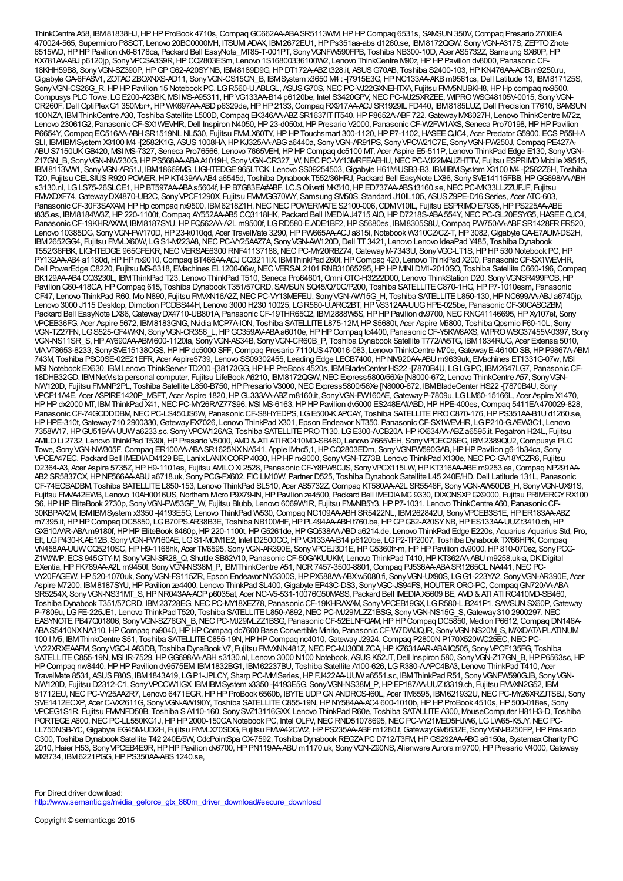ThinkCentre A58, IBM81838HJ, HP HP ProBook 4710s, Compaq GC662AA-ABA SR5113WM, HP HP Compaq 6531s, SAMSUN 350V, Compaq Presario 2700EA 470024-565, Supermicro P8SCT, Lenovo 20BC0000MH, ITSUMI ADAX, IBM2672EU1, HP Ps351aa-abs d1260.se, IBM8172QGW, Sony VGN-A317S, ZEPTO Znote 6515WD, HP HP Pavilion dv6-6178ca, Packard Bell EasyNote_MT85-T-001PT, Sony VGNFW590FPB, Toshiba NB300-10D, Acer AS5732Z, Samsung SX60P, HP KX781AV-ABJ p6120jp, Sony VPCSA3S9R, HP CQ2803ESm, Lenovo 1S16800336100W2, Lenovo ThinkCentre M90z, HP HP Pavilion dv8000, Panasonic CF-18KHH59B8, Sony VGN-SZ390P, HP GP G62-A20SY NB, IBM8189D9G, HP DT172A-ABZ t328.it, ASUS G70AB, Toshiba S2400-103, HP KN476AA-ACB m9250.ru, Gigabyte GA-6FASV1, ZOTAC ZBOXNXS-AD11, Sony VGN-CS15GN_B, IBMSystem x3650 M4 -[7915E3G, HP NC133AA-AKB m9561cs, Dell Latitude 13, IBM8171Z5S, Sony VGN-CS26G_R, HP HP Pavilion 15 Notebook PC, LG R560-U.ABLGL, ASUS G70S, NEC PC-VJ22GXNEHTXA, Fujitsu FMVSNUBKH8, HP Hp compaq nx9500, Compusys PLC Towe, LG E200-A23BK, MSI MS-A95311, HP VG133AA-B14 p6120be, Intel S3420GPV, NEC PC-MJ25XRZEE, WIPRO WSG48105V-0015, Sony VGN-CR260F, Dell OptiPlex G1 350Mbr+, HP WK697AA-ABD p6329de, HP HP 2133, Compaq RX917AA-ACJ SR1929IL FD440, IBM8185LUZ, Dell Precision T7610, SAMSUN 100NZA, IBM ThinkCentre A30, Toshiba Satellite L500D, Compaq EK346AA-ABZ SR1637IT IT540, HP P8652A-ABF 722, Gateway MX6027H, Lenovo ThinkCentre M72z, Lenovo 23061G2, Panasonic CF-SX1WEVHR, Dell Inspiron N4050, HP 23-d050xt, HP Presario V2000, Panasonic CF-W2FW1AXS, Seneca Pro70198, HP HP Pavilion P6654Y, Compaq EC516AA-ABH SR1519NL NL530, Fujitsu FMVLX60TY, HP HP Touchsmart 300-1120, HP P7-1102, HASEE QJC4, Acer Predator G5900, ECS P55H-A SLI, IBMIBMSystem X3100 M4 -[2582K1G, ASUS 1008HA, HP KJ325AA-ABG a6440a, Sony VGN-AR91PS, Sony VPCW21C7E, Sony VGN-FW250J, Compaq PE427A-ABU S7150UK GB420, MSI MS-7327, Seneca Pro76566, Lenovo 7665VEH, HP HP Compaq dc5100 MT, Acer Aspire E5-511P, Lenovo ThinkPad Edge E130, Sony VGN-Z17GN_B, Sony VGN-NW230G, HP PS568AA-ABA A1019H, Sony VGN-CR327_W, NEC PC-VY13MRFEAEHU, NEC PC-VJ22MAUZHTTV, Fujitsu ESPRIMO Mobile X9515, IBM8113WW1, Sony VGN-AR51J, IBM18669MG, LIGHTEDGE 965LTCK, Lenovo SS09254503, Gigabyte H61M-USB3-B3, IBMIBMSystem X3100 M4 -[2582Z6H, Toshiba T20, Fujitsu CELSIUS R920 POWER, HP KT439AA-AB4 a6545d, Toshiba Dynabook T552/36HRJ, Packard Bell EasyNote LX86, Sony SVE14115FBB, HP GG698AA-ABH s3130.nl, LG LS75-26SLCE1, HP BT597AA-ABA s5604f, HP B7G83EA#ABF, I.C.S Olivetti MK510, HP ED737AA-ABS t3160.se, NEC PC-MK33LLZZUFJF, Fujitsu FMVXDXF74, Gateway DX4870-UB2C, Sony VPCF1290X, Fujitsu FMVMGG70WY, Samsung SM50S, Standard J10IL105, ASUS Z9PE-D16 Series, Acer ATC-603, Panasonic CF-30F3SAXAM, HP Hp compaq nx9500, IBM6218Z1H, NEC NEC POWERMATE S2100-006, ODM V10IL, Fujitsu ESPRIMO E7935, HP PS225AA-ABE t835.es, IBM8184W3Z, HP 220-1100t, Compaq AY552AA-AB5 CQ3118HK, Packard Bell IMEDIA J4715 AIO, HP D7218S-ABA 554Y, NEC PC-GL20ESYG5, HASEE QJC4, Panasonic CF-19KHRAXAM, IBM8187SYU, HP FQ562AA-A2L m9500f, LG RD580-E.ADE1BF2, HP S5680es, IBM8305S8U, Compaq PW750AA-ABF SR1428FR FR520, Lenovo 10385DG, Sony VGN-FW170D, HP 23-k010qd, Acer TravelMate 3290, HP PW665AA-ACJ a815i, Notebook W310CZ/CZ-T, HP 3082, Gigabyte GA-E7AUM-DS2H, IBM2652GG4, Fujitsu FMVLX60W, LG S1-M223A8, NEC PC-VY25AAZ7A, Sony VGN-AW120D, Dell TT 3421, Lenovo Lenovo IdeaPad Y485, Toshiba Dynabook T552/36FBK, LIGHTEDGE 965GFEKR, NEC VERSAE6300 RNF41137188, NEC PC-MY20RBZ74, Gateway M-7343U, Sony VGC-LT1S, HP HP 530 Notebook PC, HP PY132AA-AB4 a1180d, HP HP nx9010, Compaq BT466AA-ACJ CQ3211IX, IBM ThinkPad Z60t, HP Compaq 420, Lenovo ThinkPad X200, Panasonic CF-SX1WEVHR, Dell PowerEdge C8220, Fujitsu MS-6318, EMachines EL1200-06w, NEC VERSAL2101 RNB31065295, HP HP MINI DM1-2010SO, Toshiba Satellite C660-196, Compaq BK129AA-AB4 CQ3230L, IBM ThinkPad T23, Lenovo ThinkPad T510, Seneca Pro64601, Omni OTC-H3222D00, Lenovo ThinkStation D20, Sony VGNSR499PCB, HP Pavilion G60-418CA, HP Compaq 615, Toshiba Dynabook T351/57CRD, SAMSUN SQ45/Q70C/P200, Toshiba SATELLITE C870-1HG, HP P7-1010esm, Panasonic CF47, Lenovo ThinkPad R60, Mio N890, Fujitsu FMVXN16A2Z, NEC PC-VY13MEFEU, Sony VGN-AW15G_H, Toshiba SATELLITE L850-130, HP NC699AA-ABJ a6740jp, Lenovo 3000 J115 Desktop, Dimotion PCDBS44H, Lenovo 3000 H230 10025, LG R560-U.ARC2BT, HP VS312AA-UUG HPE-025be, Panasonic CF-30CASCZBM, Packard Bell EasyNote LX86, Gateway DX4710-UB801A, Panasonic CF-19THR65Q2, IBM2888W5S, HP HP Pavilion dv9700, NEC RNG41146695, HP Xy107et, Sony VPCEB36FG, Acer Aspire 5672, IBM8183GNG, Nvidia MCP7A-ION, Toshiba SATELLITE L875-12M, HP S5680t, Acer Aspire M5800, Toshiba Qosmio F60-10L, Sony VGN-TZ27FN, LG S525-GF4WKN, Sony VGN-CR356_L, HP GC359AV-ABA a6010e, HP HP Compaq tc4400, Panasonic CF-Y5KW8AXS, WIPRO WSG37455V-0397, Sony VGN-NS11SR_S, HP AY690AA-ABM 600-1120la, Sony VGN-AS34B, Sony VGN-CR60B_P, Toshiba Dynabook Satellite T772/W5TG, IBM1834RUG, Acer Extensa 5010, VIA VT8653-8233, Sony SVE15138CGS, HP HP dc5000 SFF, Compaq Presario 7110US 470016-083, Lenovo ThinkCentre M70e, Gateway E-4610D SB, HP P9867A-ABM 743M, Toshiba PSC0SE-02E21EFR, Acer Aspire5739, Lenovo SS09302455, Leading Edge LECB7400, HP NM920AA-ABU m9639uk, EMachines ET1331G-07w, MSI MSI Notebook EX630, IBM Lenovo ThinkServer TD200 -[38173GG, HP HP ProBook 4520s, IBMBladeCenter HS22 -[7870B4U, LG LG PC, IBM2647LG7, Panasonic CF-18DHB32GD, IBM NetVista personal computer, Fujitsu LifeBook A6210, IBM8172QGW, NEC Express5800/56Xe [N8000-672, Lenovo ThinkCentre A57, Sony VGN-NW120D, Fujitsu FMVNP2PL, Toshiba Satellite L850-B750, HP Presario V3000, NEC Express5800/56Xe [N8000-672, IBMBladeCenter HS22 -[7870B4U, Sony VPCF11A4E, Acer ASPIRE1420P_MSFT, Acer Aspire 1820, HP GL333AA-ABZ m8160.it, Sony VGN-FW160AE, Gateway P-7809u, LG LM60-15166L, Acer Aspire X1470, HP HP dx2000 MT, IBM ThinkPad X41, NEC PC-MY26RAZ77S96, MSI MS-6163, HP HP Pavilion dv5000 ES248EA#ABD, HP HPE-400es, Compaq 5411EA 470029-828, Panasonic CF-74GCDDDBM, NEC PC-LS450JS6W, Panasonic CF-S8HYEDPS, LG E500-K.APCAY, Toshiba SATELLITE PRO C870-176, HP PS351AA-B1U d1260.se, HP HPE-310t, Gateway 710 2900330, Gateway FX7026, Lenovo ThinkPad X301, Epson Endeavor NT350, Panasonic CF-SX1WEVHR, LG P210-G.AEW3C1, Lenovo 7358W17, HP GU519AA-UUW a6233.sc, Sony VPCW126AG, Toshiba SATELLITE PRO T130, LG E300-A.CB20A, HP KX634AA-ABZ a6595.it, Pegatron H24L, Fujitsu AMILO Li 2732, Lenovo ThinkPad T530i, HP Presario V5000, AMD & ATI ATI RC410MD-SB460, Lenovo 7665VEH, Sony VPCEG26EG, IBM2389QU2, Compusys PLC Towe, Sony VGN-NW305F, Compaq ER100AA-ABA SR1625NX NA541, Apple IMac5,1, HP CQ2803EDm, Sony VGNFW590GAB, HP HP Pavilion g6-1b34ca, Sony VPCEA47EC, Packard Bell IMEDIA D4129 BE, Lanix LANIX CORP 4030, HP HP nx9000, Sony VGN-TZ73B, Lenovo ThinkPad X130e, NEC PC-GV18YCZR6, Fujitsu D2364-A3, Acer Aspire 5735Z, HP H9-1101es, Fujitsu AMILO Xi 2528, Panasonic CF-Y8FW8CJS, Sony VPCX115LW, HP KT316AA-ABE m9253.es, Compaq NP291AA-AB2 SR5837CX, HP NF566AA-ABU a6718.uk, Sony PCG-FX602, FIC LM10W, Partner D525, Toshiba Dynabook Satellite L45 240E/HD, Dell Latitude 131L, Panasonic CF-74ECBADBM, Toshiba SATELLITE L850-153, Lenovo ThinkPad SL510, Acer AS5732Z, Compaq KT580AA-A2L SR5548F, Sony VGN-AW50DB_H, Sony VGN-UX91S, Fujitsu FMVA42EWB, Lenovo 10AH0016US, Northern Micro P9X79-IN, HP Pavilion ze4500, Packard Bell IMEDIA MC 9330, DIXONSXP GX9000, Fujitsu PRIMERGY RX100 S6, HP HP EliteBook 2730p, Sony VGN-FW53GF_W, Fujitsu Blubb, Lenovo 6069W1R, Fujitsu FMVNB5Y3, HP P7-1031, Lenovo ThinkCentre A60, Panasonic CF-30KBPAX2M, IBMIBMSystem x3350 -[4193E5G, Lenovo ThinkPad W530, Compaq NC109AA-ABH SR5422NL, IBM262842U, Sony VPCEB3S1E, HP ER183AA-ABZ m7395.it, HP HP Compaq DC5850, LG B70PS.AR38B3E, Toshiba NB100/HF, HP PL494AA-ABH t760.be, HP GP G62-A20SY NB, HP ES133AA-UUZ t3410.ch, HP GX610AAR-ABA m9180f, HP HP EliteBook 8460p, HP 220-1100t, HP G5261de, HP GQ538AA-ABD a6214.de, Lenovo ThinkPad Edge E220s, Aquarius Aquarius Std, Pro, Elt, LG P430-K.AE12B, Sony VGN-FW160AE, LG S1-MOM1E2, Intel D2500CC, HP VG133AA-B14 p6120be, LG P2-TP2007, Toshiba Dynabook TX/66HPK, Compaq VN458AA-UUW CQ5210SC, HP H9-1168hk, Acer TM6595, Sony VGN-AR390E, Sony VPCEJ3D1E, HP G5360fr-m, HP HP Pavilion dv9000, HP 810-070ez, Sony PCG-Z1WAMP, ECS 945GTY-M, Sony VGN-SR28_Q, Shuttle SB62V10, Panasonic CF-50GAKUUKM, Lenovo ThinkPad T410, HP KT362AA-ABU m9258.uk-a, DK Digital EXentia, HP FK789AA-A2L m9450f, Sony VGN-NS38M_P, IBM ThinkCentre A51, NCR 7457-3500-8801, Compaq PJ536AA-ABA SR1265CL NA441, NEC PC-VY20FAGEW, HP 520-1070uk, Sony VGN-FS115ZR, Epson Endeavor NY3300S, HP PX588AA-ABX w5080.fi, Sony VGN-UX90S, LG G1-223YA2, Sony VGN-AR390E, Acer Aspire M7200, IBM8187SYU, HP Pavilion ze4400, Lenovo ThinkPad SL400, Gigabyte EP43C-DS3, Sony VGC-JS94FS, HOUTER ORO-PC, Compaq GN720AA-ABA SR5254X, Sony VGN-NS31MT_S, HP NR043AA-ACP a6035at, Acer NC-V5-531-10076G50MASS, Packard Bell IMEDIA X5609 BE, AMD & ATI ATI RC410MD-SB460, Toshiba Dynabook T351/57CRD, IBM23728EG, NEC PC-MY18XEZ78, Panasonic CF-19KHRAXAM, Sony VPCEB19GX, LG R580-L.B241P1, SAMSUN SX60P, Gateway P-7809u, LG FE-225JE1, Lenovo ThinkPad T520, Toshiba SATELLITE L850-A892, NEC PC-MJ29MLZZ1BSG, Sony VGN-NS15G_S, Gateway 310 2900297, NEC EASYNOTE PB47Q01806, Sony VGN-SZ76GN_B, NEC PC-MJ29MLZZ1BSG, Panasonic CF-52ELNFQAM, HP HP Compaq DC5850, Medion P6612, Compaq DN146A-ABA S5410NX NA310, HP Compaq nx9040, HP HP Compaq dc7600 Base Convertible Minito, Panasonic CF-W7DWJQJR, Sony VGN-NS20M_S, MAXDATA PLATINUM 100 I M5, IBM ThinkCentre S51, Toshiba SATELLITE C855-19N, HP HP Compaq nc4010, Gateway J2924, Compaq P2800N P170X520WC25EC, NEC PC-VY22XRXEAAFM, Sony VGC-LA83DB, Toshiba DynaBook V7, Fujitsu FMVXNN481Z, NEC PC-MJ30DLZCA, HP KZ631AAR-ABA IQ505, Sony VPCF135FG, Toshiba SATELLITE C855-19N, MSI IR-7529, HP GG698AA-ABH s3130.nl, Lenovo 3000 N100 Notebook, ASUS K52JT, Dell Inspiron 580, Sony VGN-Z17GN_B, HP P6563sc, HP HP Compaq nw8440, HP HP Pavilion dv9575EM, IBM1832BG1, IBM62237BU, Toshiba Satellite A100-626, LG R380-A.APC4BA3, Lenovo ThinkPad T410, Acer TravelMate 8531, ASUS F80S, IBM1843A19, LG P1-JPLCY, Sharp PC-MM Series, HP FJ422AA-UUW a6551.sc, IBM ThinkPad R51, Sony VGNFW590GJB, Sony VGN-NW120D, Fujitsu D2312-C1, Sony VPCCW1IGX, IBMIBMSystem x3350 -[4193E5G, Sony VGN-NS38M_P, HP EP187AA-UUZ t3319.ch, Fujitsu FMVXN2G52, IBM 8172EU, NEC PC-VY25AAZR7, Lenovo 6471EGR, HP HP ProBook 6560b, IBYTE UDP GN ANDROS-I60L, Acer TM6595, IBM621932U, NEC PC-MY26XRZJTSBJ, Sony SVE1412ECXP, Acer C-VX2611G, Sony VGN-AW190Y, Toshiba SATELLITE C855-19N, HP NY584AA-AC4 600-1010b, HP HP ProBook 4510s, HP 500-018es, Sony VPCEG1S1R, Fujitsu FMVNFD50B, Toshiba S A110-160, Sony SVZ13116GXX, Lenovo ThinkPad R60e, Toshiba SATALLITE A300, MouseComputer H81H3-D, Toshiba PORTEGE A600, NEC PC-LL550KG1J, HP HP 2000-150CA Notebook PC, Intel OLFV, NEC RND51078695, NEC PC-VY21MED5HJW6, LG LW65-K5JY, NEC PC-LL750NSB-YC, Gigabyte EG45M-UD2H, Fujitsu FMVLX70SDG, Fujitsu FMVA42CW2, HP PS235AA-ABF m1280.f, Gateway GM5632E, Sony VGN-B250FP, HP Presario C300, Toshiba Dynabook Satellite T42 240E/5W, CdcPointSpa CX-7592, Toshiba Dynabook REGZA PC D712/T3FM, HP GS292AA-ABG a6150a, Systemax Charity PC 2010, Haier H53, Sony VPCEB4E9R, HP HP Pavilion dv6700, HP PN119AA-ABU m1170.uk, Sony VGN-Z90NS, Alienware Aurora m9700, HP Presario V4000, Gateway MX8734, IBM6221PGG, HP PS350AA-ABS 1240.se,

For Direct driver download:
http://www.semantic.gs/nvidia_geforce_gtx_860m_driver_download#secure_download

Copyright © semantic.gs 2015